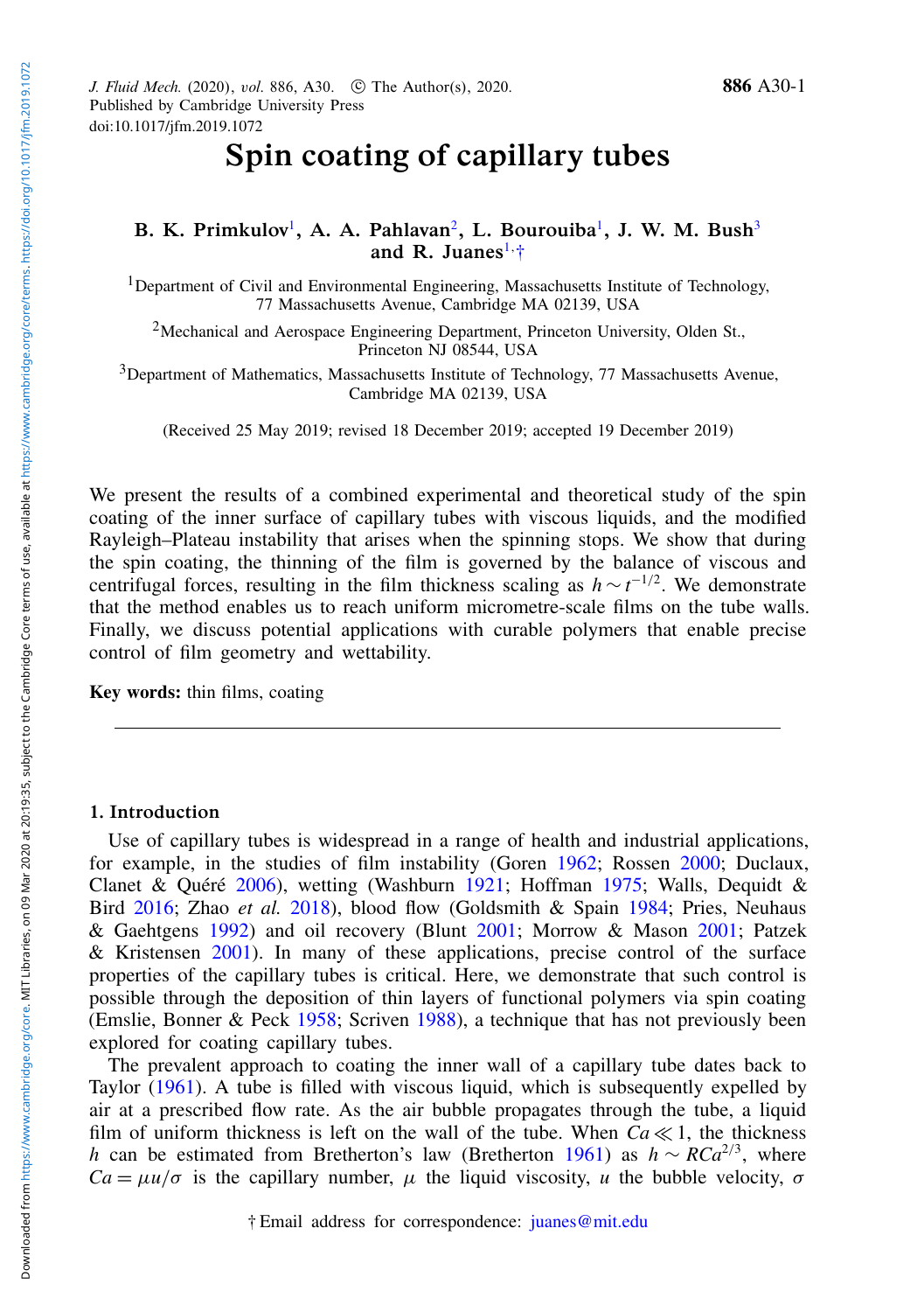# Spin coating of capillary tubes

**B. K. Primkulov[1], A. A. Pahlavan[2], L. Bourouiba[1], J. W. M. Bush[3] and R. Juanes[1,†]**

[1]Department of Civil and Environmental Engineering, Massachusetts Institute of Technology, 77 Massachusetts Avenue, Cambridge MA 02139, USA

[2]Mechanical and Aerospace Engineering Department, Princeton University, Olden St., Princeton NJ 08544, USA

[3]Department of Mathematics, Massachusetts Institute of Technology, 77 Massachusetts Avenue, Cambridge MA 02139, USA

(Received 25 May 2019; revised 18 December 2019; accepted 19 December 2019)

We present the results of a combined experimental and theoretical study of the spin coating of the inner surface of capillary tubes with viscous liquids, and the modified Rayleigh–Plateau instability that arises when the spinning stops. We show that during the spin coating, the thinning of the film is governed by the balance of viscous and centrifugal forces, resulting in the film thickness scaling as $h \sim t^{-1/2}$. We demonstrate that the method enables us to reach uniform micrometre-scale films on the tube walls. Finally, we discuss potential applications with curable polymers that enable precise control of film geometry and wettability.

**Key words:** thin films, coating

## 1. Introduction

Use of capillary tubes is widespread in a range of health and industrial applications, for example, in the studies of film instability (Goren 1962; Rossen 2000; Duclaux, Clanet & Quéré 2006), wetting (Washburn 1921; Hoffman 1975; Walls, Dequidt & Bird 2016; Zhao *et al.* 2018), blood flow (Goldsmith & Spain 1984; Pries, Neuhaus & Gaehtgens 1992) and oil recovery (Blunt 2001; Morrow & Mason 2001; Patzek & Kristensen 2001). In many of these applications, precise control of the surface properties of the capillary tubes is critical. Here, we demonstrate that such control is possible through the deposition of thin layers of functional polymers via spin coating (Emslie, Bonner & Peck 1958; Scriven 1988), a technique that has not previously been explored for coating capillary tubes.

The prevalent approach to coating the inner wall of a capillary tube dates back to Taylor (1961). A tube is filled with viscous liquid, which is subsequently expelled by air at a prescribed flow rate. As the air bubble propagates through the tube, a liquid film of uniform thickness is left on the wall of the tube. When $Ca \ll 1$, the thickness $h$ can be estimated from Bretherton's law (Bretherton 1961) as $h \sim RCa^{2/3}$, where $Ca = \mu u/\sigma$ is the capillary number, $\mu$ the liquid viscosity, $u$ the bubble velocity, $\sigma$

† Email address for correspondence: juanes@mit.edu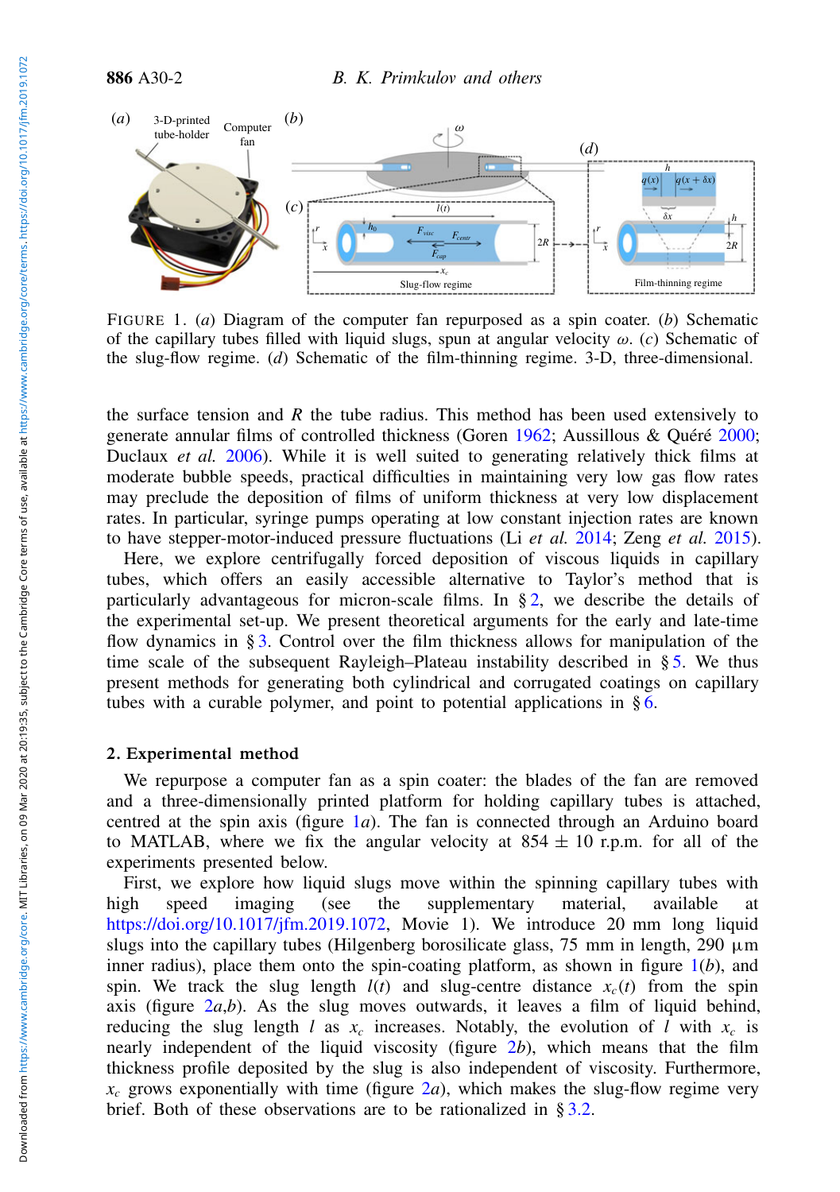FIGURE 1. (*a*) Diagram of the computer fan repurposed as a spin coater. (*b*) Schematic of the capillary tubes filled with liquid slugs, spun at angular velocity $\omega$. (*c*) Schematic of the slug-flow regime. (*d*) Schematic of the film-thinning regime. 3-D, three-dimensional.

the surface tension and $R$ the tube radius. This method has been used extensively to generate annular films of controlled thickness (Goren 1962; Aussillous & Quéré 2000; Duclaux *et al.* 2006). While it is well suited to generating relatively thick films at moderate bubble speeds, practical difficulties in maintaining very low gas flow rates may preclude the deposition of films of uniform thickness at very low displacement rates. In particular, syringe pumps operating at low constant injection rates are known to have stepper-motor-induced pressure fluctuations (Li *et al.* 2014; Zeng *et al.* 2015).

Here, we explore centrifugally forced deposition of viscous liquids in capillary tubes, which offers an easily accessible alternative to Taylor's method that is particularly advantageous for micron-scale films. In § 2, we describe the details of the experimental set-up. We present theoretical arguments for the early and late-time flow dynamics in § 3. Control over the film thickness allows for manipulation of the time scale of the subsequent Rayleigh–Plateau instability described in § 5. We thus present methods for generating both cylindrical and corrugated coatings on capillary tubes with a curable polymer, and point to potential applications in § 6.

## 2. Experimental method

We repurpose a computer fan as a spin coater: the blades of the fan are removed and a three-dimensionally printed platform for holding capillary tubes is attached, centred at the spin axis (figure 1*a*). The fan is connected through an Arduino board to MATLAB, where we fix the angular velocity at $854 \pm 10$ r.p.m. for all of the experiments presented below.

First, we explore how liquid slugs move within the spinning capillary tubes with high speed imaging (see the supplementary material, available at https://doi.org/10.1017/jfm.2019.1072, Movie 1). We introduce 20 mm long liquid slugs into the capillary tubes (Hilgenberg borosilicate glass, 75 mm in length, 290 μm inner radius), place them onto the spin-coating platform, as shown in figure 1(*b*), and spin. We track the slug length $l(t)$ and slug-centre distance $x_c(t)$ from the spin axis (figure 2*a*,*b*). As the slug moves outwards, it leaves a film of liquid behind, reducing the slug length $l$ as $x_c$ increases. Notably, the evolution of $l$ with $x_c$ is nearly independent of the liquid viscosity (figure 2*b*), which means that the film thickness profile deposited by the slug is also independent of viscosity. Furthermore, $x_c$ grows exponentially with time (figure 2*a*), which makes the slug-flow regime very brief. Both of these observations are to be rationalized in § 3.2.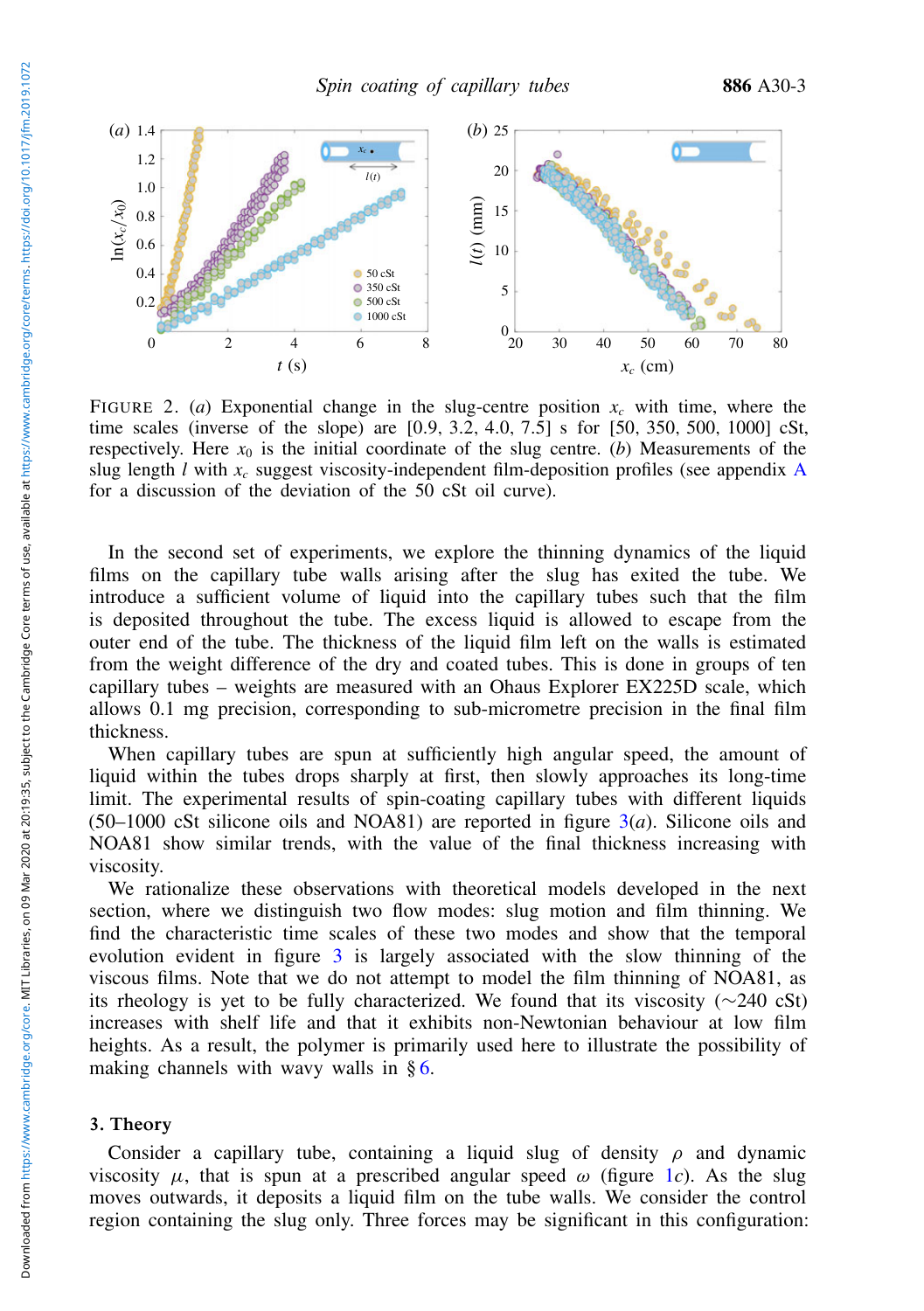FIGURE 2. ($a$) Exponential change in the slug-centre position $x_c$ with time, where the time scales (inverse of the slope) are [0.9, 3.2, 4.0, 7.5] s for [50, 350, 500, 1000] cSt, respectively. Here $x_0$ is the initial coordinate of the slug centre. ($b$) Measurements of the slug length $l$ with $x_c$ suggest viscosity-independent film-deposition profiles (see appendix A for a discussion of the deviation of the 50 cSt oil curve).

In the second set of experiments, we explore the thinning dynamics of the liquid films on the capillary tube walls arising after the slug has exited the tube. We introduce a sufficient volume of liquid into the capillary tubes such that the film is deposited throughout the tube. The excess liquid is allowed to escape from the outer end of the tube. The thickness of the liquid film left on the walls is estimated from the weight difference of the dry and coated tubes. This is done in groups of ten capillary tubes – weights are measured with an Ohaus Explorer EX225D scale, which allows 0.1 mg precision, corresponding to sub-micrometre precision in the final film thickness.

When capillary tubes are spun at sufficiently high angular speed, the amount of liquid within the tubes drops sharply at first, then slowly approaches its long-time limit. The experimental results of spin-coating capillary tubes with different liquids (50–1000 cSt silicone oils and NOA81) are reported in figure 3($a$). Silicone oils and NOA81 show similar trends, with the value of the final thickness increasing with viscosity.

We rationalize these observations with theoretical models developed in the next section, where we distinguish two flow modes: slug motion and film thinning. We find the characteristic time scales of these two modes and show that the temporal evolution evident in figure 3 is largely associated with the slow thinning of the viscous films. Note that we do not attempt to model the film thinning of NOA81, as its rheology is yet to be fully characterized. We found that its viscosity (∼240 cSt) increases with shelf life and that it exhibits non-Newtonian behaviour at low film heights. As a result, the polymer is primarily used here to illustrate the possibility of making channels with wavy walls in § 6.

## 3. Theory

Consider a capillary tube, containing a liquid slug of density $\rho$ and dynamic viscosity $\mu$, that is spun at a prescribed angular speed $\omega$ (figure 1$c$). As the slug moves outwards, it deposits a liquid film on the tube walls. We consider the control region containing the slug only. Three forces may be significant in this configuration: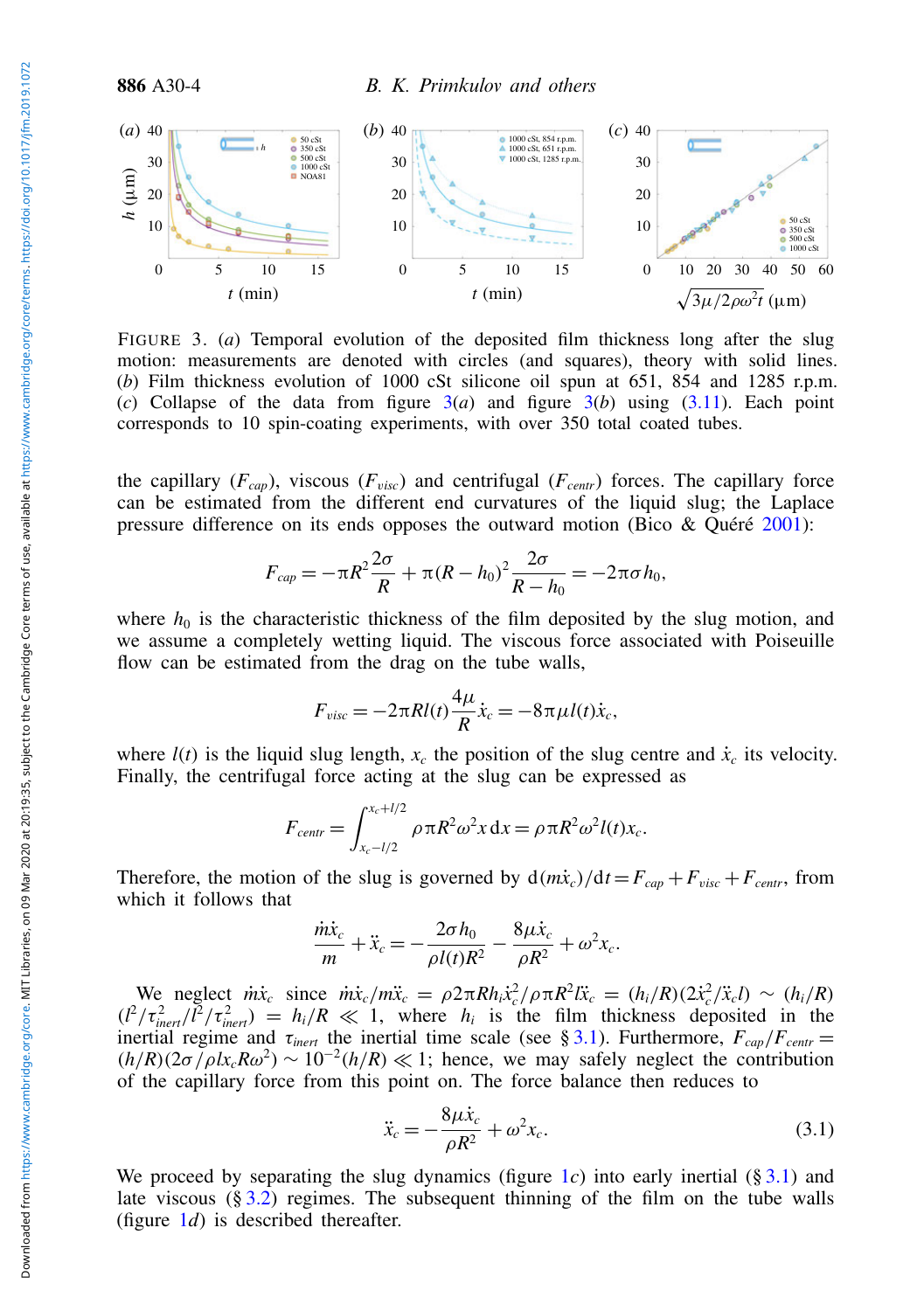FIGURE 3. (*a*) Temporal evolution of the deposited film thickness long after the slug motion: measurements are denoted with circles (and squares), theory with solid lines. (*b*) Film thickness evolution of 1000 cSt silicone oil spun at 651, 854 and 1285 r.p.m. (*c*) Collapse of the data from figure 3(*a*) and figure 3(*b*) using (3.11). Each point corresponds to 10 spin-coating experiments, with over 350 total coated tubes.

the capillary ($F_{cap}$), viscous ($F_{visc}$) and centrifugal ($F_{centr}$) forces. The capillary force can be estimated from the different end curvatures of the liquid slug; the Laplace pressure difference on its ends opposes the outward motion (Bico & Quéré 2001):

$$F_{cap} = -\pi R^2 \frac{2\sigma}{R} + \pi (R - h_0)^2 \frac{2\sigma}{R - h_0} = -2\pi\sigma h_0,$$

where $h_0$ is the characteristic thickness of the film deposited by the slug motion, and we assume a completely wetting liquid. The viscous force associated with Poiseuille flow can be estimated from the drag on the tube walls,

$$F_{visc} = -2\pi R l(t) \frac{4\mu}{R} \dot{x}_c = -8\pi\mu l(t)\dot{x}_c,$$

where $l(t)$ is the liquid slug length, $x_c$ the position of the slug centre and $\dot{x}_c$ its velocity. Finally, the centrifugal force acting at the slug can be expressed as

$$F_{centr} = \int_{x_c - l/2}^{x_c + l/2} \rho\pi R^2 \omega^2 x \,\mathrm{d}x = \rho\pi R^2 \omega^2 l(t) x_c.$$

Therefore, the motion of the slug is governed by $\mathrm{d}(m\dot{x}_c)/\mathrm{d}t = F_{cap} + F_{visc} + F_{centr}$, from which it follows that

$$\frac{\dot{m}\dot{x}_c}{m} + \ddot{x}_c = -\frac{2\sigma h_0}{\rho l(t) R^2} - \frac{8\mu\dot{x}_c}{\rho R^2} + \omega^2 x_c.$$

We neglect $\dot{m}\dot{x}_c$ since $\dot{m}\dot{x}_c/m\ddot{x}_c = \rho 2\pi R h_i \dot{x}_c^2/\rho\pi R^2 l\ddot{x}_c = (h_i/R)(2\dot{x}_c^2/\ddot{x}_c l) \sim (h_i/R)$ $(l^2/\tau_{inert}^2/l^2/\tau_{inert}^2) = h_i/R \ll 1$, where $h_i$ is the film thickness deposited in the inertial regime and $\tau_{inert}$ the inertial time scale (see § 3.1). Furthermore, $F_{cap}/F_{centr} = (h/R)(2\sigma/\rho l x_c R\omega^2) \sim 10^{-2}(h/R) \ll 1$; hence, we may safely neglect the contribution of the capillary force from this point on. The force balance then reduces to

$$\ddot{x}_c = -\frac{8\mu\dot{x}_c}{\rho R^2} + \omega^2 x_c. \tag{3.1}$$

We proceed by separating the slug dynamics (figure 1*c*) into early inertial (§ 3.1) and late viscous (§ 3.2) regimes. The subsequent thinning of the film on the tube walls (figure 1*d*) is described thereafter.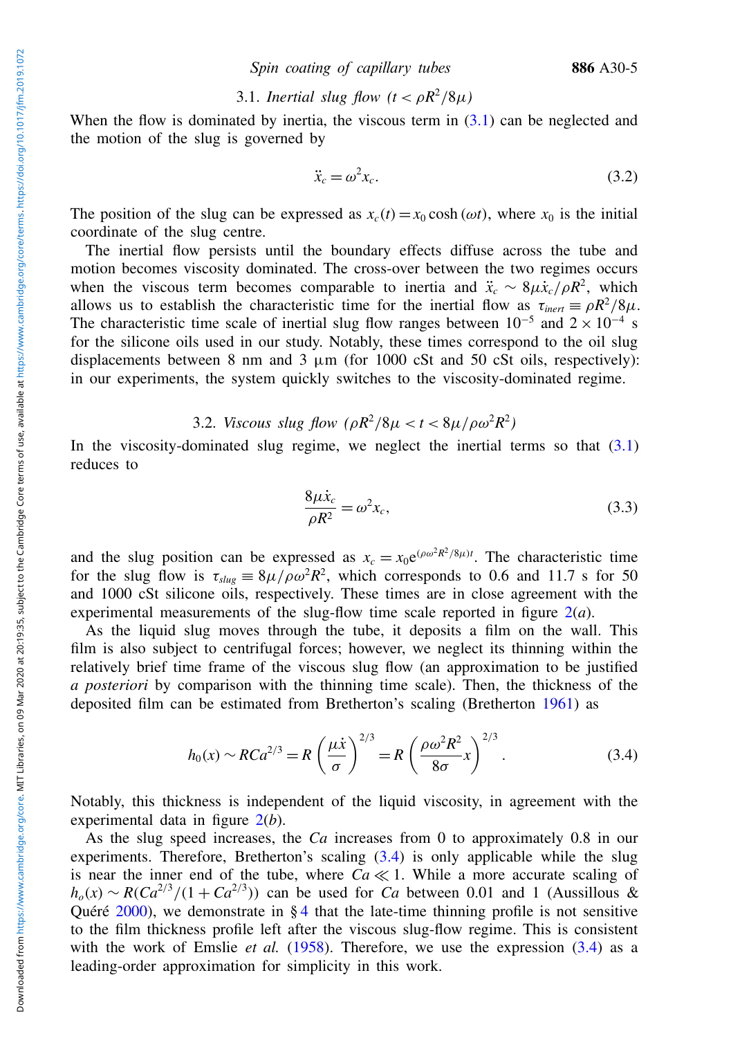### 3.1. *Inertial slug flow* ($t < \rho R^2/8\mu$)

When the flow is dominated by inertia, the viscous term in (3.1) can be neglected and the motion of the slug is governed by

$$\ddot{x}_c = \omega^2 x_c. \tag{3.2}$$

The position of the slug can be expressed as $x_c(t) = x_0 \cosh(\omega t)$, where $x_0$ is the initial coordinate of the slug centre.

The inertial flow persists until the boundary effects diffuse across the tube and motion becomes viscosity dominated. The cross-over between the two regimes occurs when the viscous term becomes comparable to inertia and $\ddot{x}_c \sim 8\mu\dot{x}_c/\rho R^2$, which allows us to establish the characteristic time for the inertial flow as $\tau_{inert} \equiv \rho R^2/8\mu$. The characteristic time scale of inertial slug flow ranges between $10^{-5}$ and $2\times 10^{-4}$ s for the silicone oils used in our study. Notably, these times correspond to the oil slug displacements between 8 nm and 3 μm (for 1000 cSt and 50 cSt oils, respectively): in our experiments, the system quickly switches to the viscosity-dominated regime.

### 3.2. *Viscous slug flow* ($\rho R^2/8\mu < t < 8\mu/\rho\omega^2 R^2$)

In the viscosity-dominated slug regime, we neglect the inertial terms so that (3.1) reduces to

$$\frac{8\mu\dot{x}_c}{\rho R^2} = \omega^2 x_c, \tag{3.3}$$

and the slug position can be expressed as $x_c = x_0 \mathrm{e}^{(\rho\omega^2 R^2/8\mu)t}$. The characteristic time for the slug flow is $\tau_{slug} \equiv 8\mu/\rho\omega^2 R^2$, which corresponds to 0.6 and 11.7 s for 50 and 1000 cSt silicone oils, respectively. These times are in close agreement with the experimental measurements of the slug-flow time scale reported in figure 2(*a*).

As the liquid slug moves through the tube, it deposits a film on the wall. This film is also subject to centrifugal forces; however, we neglect its thinning within the relatively brief time frame of the viscous slug flow (an approximation to be justified *a posteriori* by comparison with the thinning time scale). Then, the thickness of the deposited film can be estimated from Bretherton's scaling (Bretherton 1961) as

$$h_0(x) \sim R Ca^{2/3} = R\left(\frac{\mu\dot{x}}{\sigma}\right)^{2/3} = R\left(\frac{\rho\omega^2 R^2}{8\sigma}x\right)^{2/3}. \tag{3.4}$$

Notably, this thickness is independent of the liquid viscosity, in agreement with the experimental data in figure 2(*b*).

As the slug speed increases, the $Ca$ increases from 0 to approximately 0.8 in our experiments. Therefore, Bretherton's scaling (3.4) is only applicable while the slug is near the inner end of the tube, where $Ca \ll 1$. While a more accurate scaling of $h_o(x) \sim R(Ca^{2/3}/(1+Ca^{2/3}))$ can be used for $Ca$ between 0.01 and 1 (Aussillous & Quéré 2000), we demonstrate in § 4 that the late-time thinning profile is not sensitive to the film thickness profile left after the viscous slug-flow regime. This is consistent with the work of Emslie *et al.* (1958). Therefore, we use the expression (3.4) as a leading-order approximation for simplicity in this work.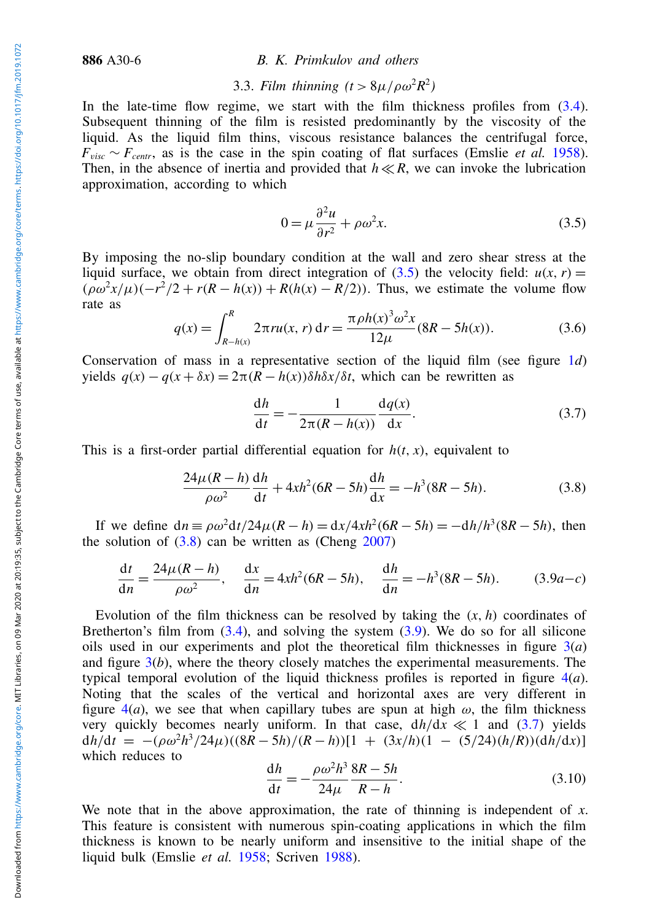### 3.3. *Film thinning* ($t > 8\mu/\rho\omega^2 R^2$)

In the late-time flow regime, we start with the film thickness profiles from (3.4). Subsequent thinning of the film is resisted predominantly by the viscosity of the liquid. As the liquid film thins, viscous resistance balances the centrifugal force, $F_{visc} \sim F_{centr}$, as is the case in the spin coating of flat surfaces (Emslie *et al.* 1958). Then, in the absence of inertia and provided that $h \ll R$, we can invoke the lubrication approximation, according to which

$$0 = \mu \frac{\partial^2 u}{\partial r^2} + \rho\omega^2 x. \tag{3.5}$$

By imposing the no-slip boundary condition at the wall and zero shear stress at the liquid surface, we obtain from direct integration of (3.5) the velocity field: $u(x, r) = (\rho\omega^2 x/\mu)(-r^2/2 + r(R - h(x)) + R(h(x) - R/2))$. Thus, we estimate the volume flow rate as

$$q(x) = \int_{R-h(x)}^{R} 2\pi r u(x, r)\,\mathrm{d}r = \frac{\pi\rho h(x)^3 \omega^2 x}{12\mu}(8R - 5h(x)). \tag{3.6}$$

Conservation of mass in a representative section of the liquid film (see figure 1*d*) yields $q(x) - q(x + \delta x) = 2\pi(R - h(x))\delta h \delta x/\delta t$, which can be rewritten as

$$\frac{\mathrm{d}h}{\mathrm{d}t} = -\frac{1}{2\pi(R - h(x))}\frac{\mathrm{d}q(x)}{\mathrm{d}x}. \tag{3.7}$$

This is a first-order partial differential equation for $h(t, x)$, equivalent to

$$\frac{24\mu(R - h)}{\rho\omega^2}\frac{\mathrm{d}h}{\mathrm{d}t} + 4xh^2(6R - 5h)\frac{\mathrm{d}h}{\mathrm{d}x} = -h^3(8R - 5h). \tag{3.8}$$

If we define $\mathrm{d}n \equiv \rho\omega^2\mathrm{d}t/24\mu(R - h) = \mathrm{d}x/4xh^2(6R - 5h) = -\mathrm{d}h/h^3(8R - 5h)$, then the solution of (3.8) can be written as (Cheng 2007)

$$\frac{\mathrm{d}t}{\mathrm{d}n} = \frac{24\mu(R - h)}{\rho\omega^2}, \quad \frac{\mathrm{d}x}{\mathrm{d}n} = 4xh^2(6R - 5h), \quad \frac{\mathrm{d}h}{\mathrm{d}n} = -h^3(8R - 5h). \tag{3.9a–c}$$

Evolution of the film thickness can be resolved by taking the $(x, h)$ coordinates of Bretherton's film from (3.4), and solving the system (3.9). We do so for all silicone oils used in our experiments and plot the theoretical film thicknesses in figure 3(*a*) and figure 3(*b*), where the theory closely matches the experimental measurements. The typical temporal evolution of the liquid thickness profiles is reported in figure 4(*a*). Noting that the scales of the vertical and horizontal axes are very different in figure 4(*a*), we see that when capillary tubes are spun at high $\omega$, the film thickness very quickly becomes nearly uniform. In that case, $\mathrm{d}h/\mathrm{d}x \ll 1$ and (3.7) yields $\mathrm{d}h/\mathrm{d}t = -(\rho\omega^2 h^3/24\mu)((8R - 5h)/(R - h))[1 + (3x/h)(1 - (5/24)(h/R))(\mathrm{d}h/\mathrm{d}x)]$ which reduces to

$$\frac{\mathrm{d}h}{\mathrm{d}t} = -\frac{\rho\omega^2 h^3}{24\mu}\frac{8R - 5h}{R - h}. \tag{3.10}$$

We note that in the above approximation, the rate of thinning is independent of $x$. This feature is consistent with numerous spin-coating applications in which the film thickness is known to be nearly uniform and insensitive to the initial shape of the liquid bulk (Emslie *et al.* 1958; Scriven 1988).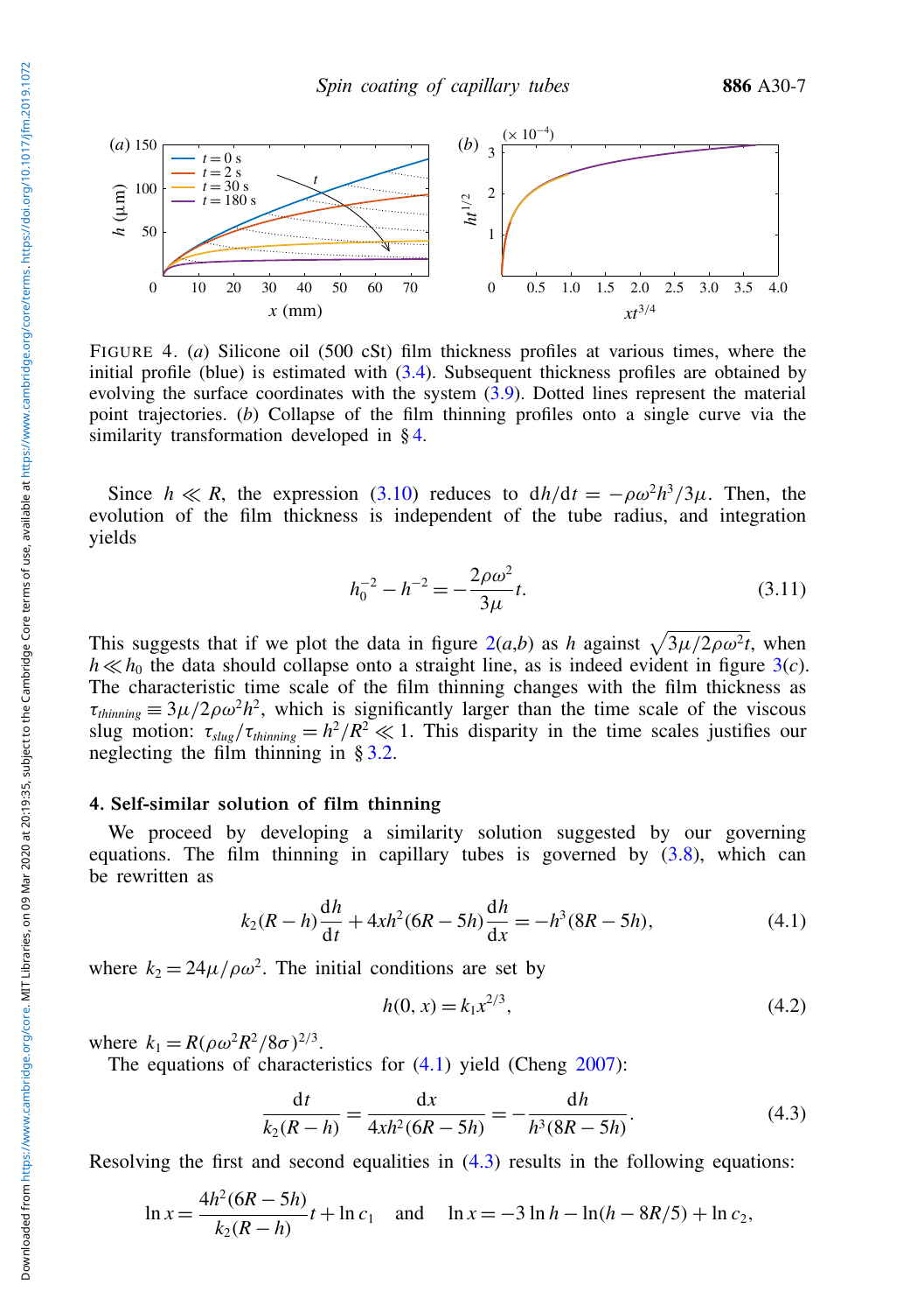FIGURE 4. (*a*) Silicone oil (500 cSt) film thickness profiles at various times, where the initial profile (blue) is estimated with (3.4). Subsequent thickness profiles are obtained by evolving the surface coordinates with the system (3.9). Dotted lines represent the material point trajectories. (*b*) Collapse of the film thinning profiles onto a single curve via the similarity transformation developed in § 4.

Since $h \ll R$, the expression (3.10) reduces to $\mathrm{d}h/\mathrm{d}t = -\rho\omega^2 h^3/3\mu$. Then, the evolution of the film thickness is independent of the tube radius, and integration yields

$$h_0^{-2} - h^{-2} = -\frac{2\rho\omega^2}{3\mu}t. \tag{3.11}$$

This suggests that if we plot the data in figure 2(*a*,*b*) as $h$ against $\sqrt{3\mu/2\rho\omega^2 t}$, when $h \ll h_0$ the data should collapse onto a straight line, as is indeed evident in figure 3(*c*). The characteristic time scale of the film thinning changes with the film thickness as $\tau_{thinning} \equiv 3\mu/2\rho\omega^2 h^2$, which is significantly larger than the time scale of the viscous slug motion: $\tau_{slug}/\tau_{thinning} = h^2/R^2 \ll 1$. This disparity in the time scales justifies our neglecting the film thinning in § 3.2.

## 4. Self-similar solution of film thinning

We proceed by developing a similarity solution suggested by our governing equations. The film thinning in capillary tubes is governed by (3.8), which can be rewritten as

$$k_2(R-h)\frac{\mathrm{d}h}{\mathrm{d}t} + 4xh^2(6R-5h)\frac{\mathrm{d}h}{\mathrm{d}x} = -h^3(8R-5h), \tag{4.1}$$

where $k_2 = 24\mu/\rho\omega^2$. The initial conditions are set by

$$h(0, x) = k_1 x^{2/3}, \tag{4.2}$$

where $k_1 = R(\rho\omega^2 R^2/8\sigma)^{2/3}$.

The equations of characteristics for (4.1) yield (Cheng 2007):

$$\frac{\mathrm{d}t}{k_2(R-h)} = \frac{\mathrm{d}x}{4xh^2(6R-5h)} = -\frac{\mathrm{d}h}{h^3(8R-5h)}. \tag{4.3}$$

Resolving the first and second equalities in (4.3) results in the following equations:

$$\ln x = \frac{4h^2(6R-5h)}{k_2(R-h)}t + \ln c_1 \quad \text{and} \quad \ln x = -3\ln h - \ln(h - 8R/5) + \ln c_2,$$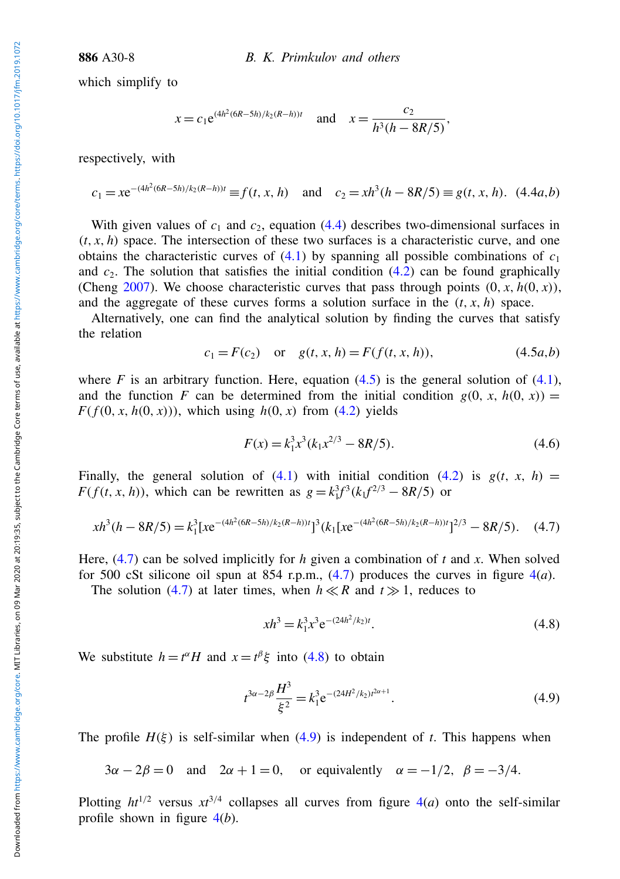which simplify to

$$x = c_1 \mathrm{e}^{(4h^2(6R-5h)/k_2(R-h))t} \quad \text{and} \quad x = \frac{c_2}{h^3(h - 8R/5)},$$

respectively, with

$$c_1 = x\mathrm{e}^{-(4h^2(6R-5h)/k_2(R-h))t} \equiv f(t, x, h) \quad \text{and} \quad c_2 = xh^3(h - 8R/5) \equiv g(t, x, h). \quad (4.4a,b)$$

With given values of $c_1$ and $c_2$, equation (4.4) describes two-dimensional surfaces in $(t, x, h)$ space. The intersection of these two surfaces is a characteristic curve, and one obtains the characteristic curves of (4.1) by spanning all possible combinations of $c_1$ and $c_2$. The solution that satisfies the initial condition (4.2) can be found graphically (Cheng 2007). We choose characteristic curves that pass through points $(0, x, h(0, x))$, and the aggregate of these curves forms a solution surface in the $(t, x, h)$ space.

Alternatively, one can find the analytical solution by finding the curves that satisfy the relation

$$c_1 = F(c_2) \quad \text{or} \quad g(t, x, h) = F(f(t, x, h)), \quad (4.5a,b)$$

where $F$ is an arbitrary function. Here, equation (4.5) is the general solution of (4.1), and the function $F$ can be determined from the initial condition $g(0, x, h(0, x)) = F(f(0, x, h(0, x)))$, which using $h(0, x)$ from (4.2) yields

$$F(x) = k_1^3 x^3 (k_1 x^{2/3} - 8R/5). \quad (4.6)$$

Finally, the general solution of (4.1) with initial condition (4.2) is $g(t, x, h) = F(f(t, x, h))$, which can be rewritten as $g = k_1^3 f^3 (k_1 f^{2/3} - 8R/5)$ or

$$xh^3(h - 8R/5) = k_1^3[x\mathrm{e}^{-(4h^2(6R-5h)/k_2(R-h))t}]^3(k_1[x\mathrm{e}^{-(4h^2(6R-5h)/k_2(R-h))t}]^{2/3} - 8R/5). \quad (4.7)$$

Here, (4.7) can be solved implicitly for $h$ given a combination of $t$ and $x$. When solved for 500 cSt silicone oil spun at 854 r.p.m., (4.7) produces the curves in figure 4(*a*).

The solution (4.7) at later times, when $h \ll R$ and $t \gg 1$, reduces to

$$xh^3 = k_1^3 x^3 \mathrm{e}^{-(24h^2/k_2)t}. \quad (4.8)$$

We substitute $h = t^\alpha H$ and $x = t^\beta \xi$ into (4.8) to obtain

$$t^{3\alpha - 2\beta} \frac{H^3}{\xi^2} = k_1^3 \mathrm{e}^{-(24H^2/k_2)t^{2\alpha+1}}. \quad (4.9)$$

The profile $H(\xi)$ is self-similar when (4.9) is independent of $t$. This happens when

$$3\alpha - 2\beta = 0 \quad \text{and} \quad 2\alpha + 1 = 0, \quad \text{or equivalently} \quad \alpha = -1/2, \ \beta = -3/4.$$

Plotting $ht^{1/2}$ versus $xt^{3/4}$ collapses all curves from figure 4(*a*) onto the self-similar profile shown in figure 4(*b*).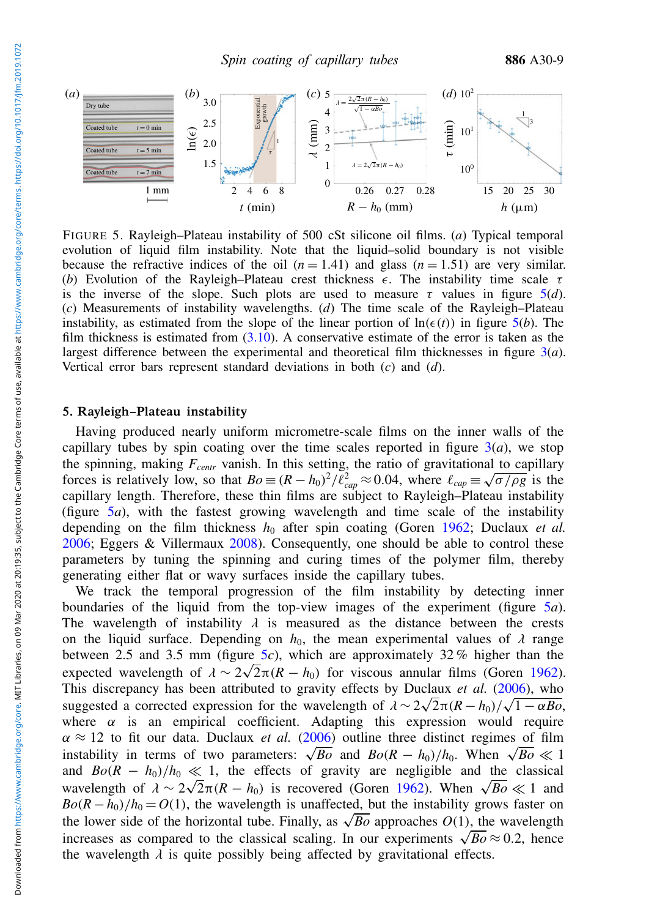FIGURE 5. Rayleigh–Plateau instability of 500 cSt silicone oil films. (*a*) Typical temporal evolution of liquid film instability. Note that the liquid–solid boundary is not visible because the refractive indices of the oil ($n = 1.41$) and glass ($n = 1.51$) are very similar. (*b*) Evolution of the Rayleigh–Plateau crest thickness $\epsilon$. The instability time scale $\tau$ is the inverse of the slope. Such plots are used to measure $\tau$ values in figure 5(*d*). (*c*) Measurements of instability wavelengths. (*d*) The time scale of the Rayleigh–Plateau instability, as estimated from the slope of the linear portion of $\ln(\epsilon(t))$ in figure 5(*b*). The film thickness is estimated from (3.10). A conservative estimate of the error is taken as the largest difference between the experimental and theoretical film thicknesses in figure 3(*a*). Vertical error bars represent standard deviations in both (*c*) and (*d*).

## 5. Rayleigh–Plateau instability

Having produced nearly uniform micrometre-scale films on the inner walls of the capillary tubes by spin coating over the time scales reported in figure 3(*a*), we stop the spinning, making $F_{centr}$ vanish. In this setting, the ratio of gravitational to capillary forces is relatively low, so that $Bo \equiv (R - h_0)^2/\ell_{cap}^2 \approx 0.04$, where $\ell_{cap} \equiv \sqrt{\sigma/\rho g}$ is the capillary length. Therefore, these thin films are subject to Rayleigh–Plateau instability (figure 5*a*), with the fastest growing wavelength and time scale of the instability depending on the film thickness $h_0$ after spin coating (Goren 1962; Duclaux *et al.* 2006; Eggers & Villermaux 2008). Consequently, one should be able to control these parameters by tuning the spinning and curing times of the polymer film, thereby generating either flat or wavy surfaces inside the capillary tubes.

We track the temporal progression of the film instability by detecting inner boundaries of the liquid from the top-view images of the experiment (figure 5*a*). The wavelength of instability $\lambda$ is measured as the distance between the crests on the liquid surface. Depending on $h_0$, the mean experimental values of $\lambda$ range between 2.5 and 3.5 mm (figure 5*c*), which are approximately 32 % higher than the expected wavelength of $\lambda \sim 2\sqrt{2}\pi(R - h_0)$ for viscous annular films (Goren 1962). This discrepancy has been attributed to gravity effects by Duclaux *et al.* (2006), who suggested a corrected expression for the wavelength of $\lambda \sim 2\sqrt{2}\pi(R - h_0)/\sqrt{1 - \alpha Bo}$, where $\alpha$ is an empirical coefficient. Adapting this expression would require $\alpha \approx 12$ to fit our data. Duclaux *et al.* (2006) outline three distinct regimes of film instability in terms of two parameters: $\sqrt{Bo}$ and $Bo(R - h_0)/h_0$. When $\sqrt{Bo} \ll 1$ and $Bo(R - h_0)/h_0 \ll 1$, the effects of gravity are negligible and the classical wavelength of $\lambda \sim 2\sqrt{2}\pi(R - h_0)$ is recovered (Goren 1962). When $\sqrt{Bo} \ll 1$ and $Bo(R - h_0)/h_0 = O(1)$, the wavelength is unaffected, but the instability grows faster on the lower side of the horizontal tube. Finally, as $\sqrt{Bo}$ approaches $O(1)$, the wavelength increases as compared to the classical scaling. In our experiments $\sqrt{Bo} \approx 0.2$, hence the wavelength $\lambda$ is quite possibly being affected by gravitational effects.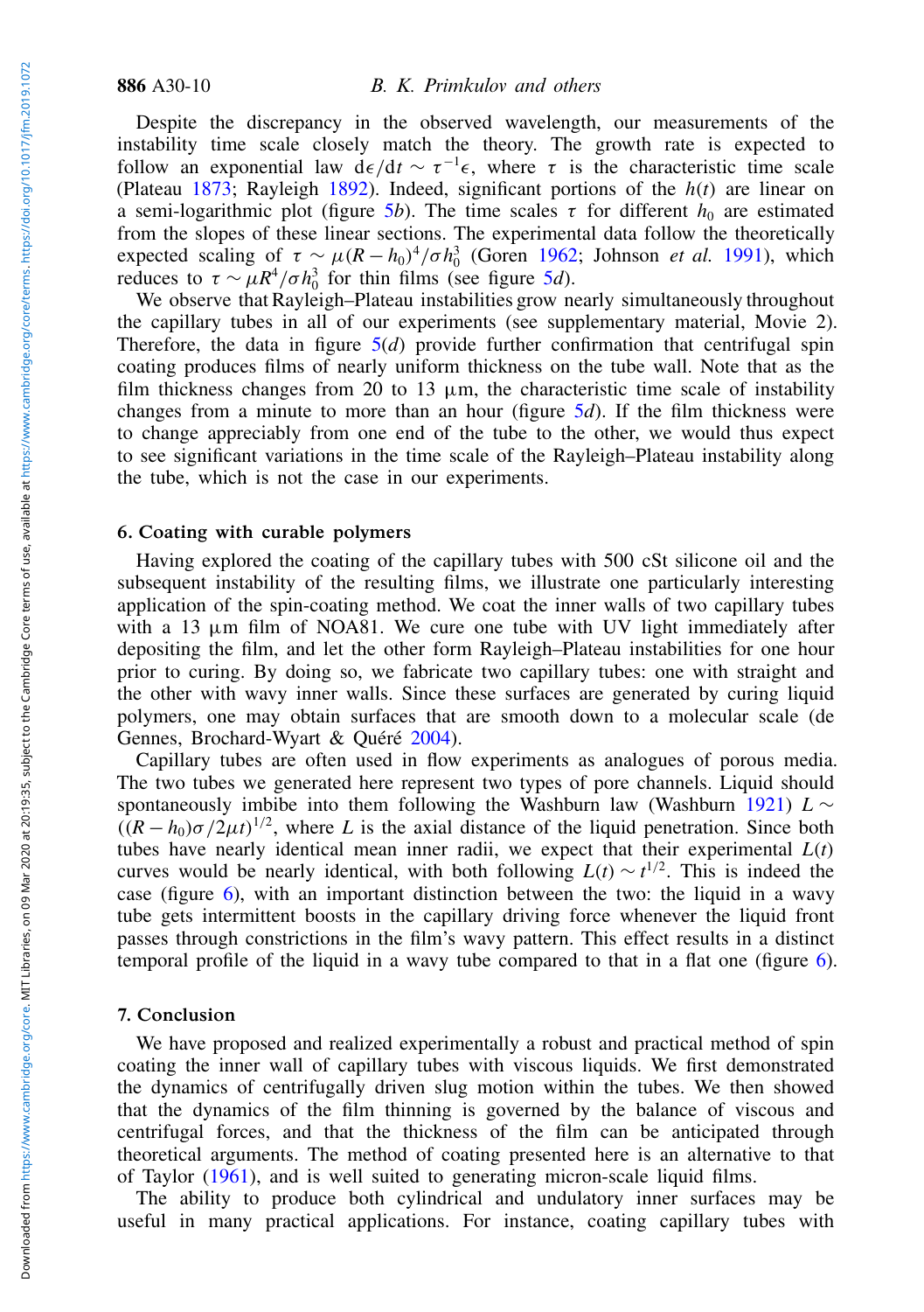Despite the discrepancy in the observed wavelength, our measurements of the instability time scale closely match the theory. The growth rate is expected to follow an exponential law $\mathrm{d}\epsilon/\mathrm{d}t \sim \tau^{-1}\epsilon$, where $\tau$ is the characteristic time scale (Plateau 1873; Rayleigh 1892). Indeed, significant portions of the $h(t)$ are linear on a semi-logarithmic plot (figure 5*b*). The time scales $\tau$ for different $h_0$ are estimated from the slopes of these linear sections. The experimental data follow the theoretically expected scaling of $\tau \sim \mu(R-h_0)^4/\sigma h_0^3$ (Goren 1962; Johnson *et al.* 1991), which reduces to $\tau \sim \mu R^4/\sigma h_0^3$ for thin films (see figure 5*d*).

We observe that Rayleigh–Plateau instabilities grow nearly simultaneously throughout the capillary tubes in all of our experiments (see supplementary material, Movie 2). Therefore, the data in figure 5(*d*) provide further confirmation that centrifugal spin coating produces films of nearly uniform thickness on the tube wall. Note that as the film thickness changes from 20 to 13 $\mu$m, the characteristic time scale of instability changes from a minute to more than an hour (figure 5*d*). If the film thickness were to change appreciably from one end of the tube to the other, we would thus expect to see significant variations in the time scale of the Rayleigh–Plateau instability along the tube, which is not the case in our experiments.

## 6. Coating with curable polymers

Having explored the coating of the capillary tubes with 500 cSt silicone oil and the subsequent instability of the resulting films, we illustrate one particularly interesting application of the spin-coating method. We coat the inner walls of two capillary tubes with a 13 $\mu$m film of NOA81. We cure one tube with UV light immediately after depositing the film, and let the other form Rayleigh–Plateau instabilities for one hour prior to curing. By doing so, we fabricate two capillary tubes: one with straight and the other with wavy inner walls. Since these surfaces are generated by curing liquid polymers, one may obtain surfaces that are smooth down to a molecular scale (de Gennes, Brochard-Wyart & Quéré 2004).

Capillary tubes are often used in flow experiments as analogues of porous media. The two tubes we generated here represent two types of pore channels. Liquid should spontaneously imbibe into them following the Washburn law (Washburn 1921) $L \sim ((R-h_0)\sigma/2\mu t)^{1/2}$, where $L$ is the axial distance of the liquid penetration. Since both tubes have nearly identical mean inner radii, we expect that their experimental $L(t)$ curves would be nearly identical, with both following $L(t) \sim t^{1/2}$. This is indeed the case (figure 6), with an important distinction between the two: the liquid in a wavy tube gets intermittent boosts in the capillary driving force whenever the liquid front passes through constrictions in the film's wavy pattern. This effect results in a distinct temporal profile of the liquid in a wavy tube compared to that in a flat one (figure 6).

## 7. Conclusion

We have proposed and realized experimentally a robust and practical method of spin coating the inner wall of capillary tubes with viscous liquids. We first demonstrated the dynamics of centrifugally driven slug motion within the tubes. We then showed that the dynamics of the film thinning is governed by the balance of viscous and centrifugal forces, and that the thickness of the film can be anticipated through theoretical arguments. The method of coating presented here is an alternative to that of Taylor (1961), and is well suited to generating micron-scale liquid films.

The ability to produce both cylindrical and undulatory inner surfaces may be useful in many practical applications. For instance, coating capillary tubes with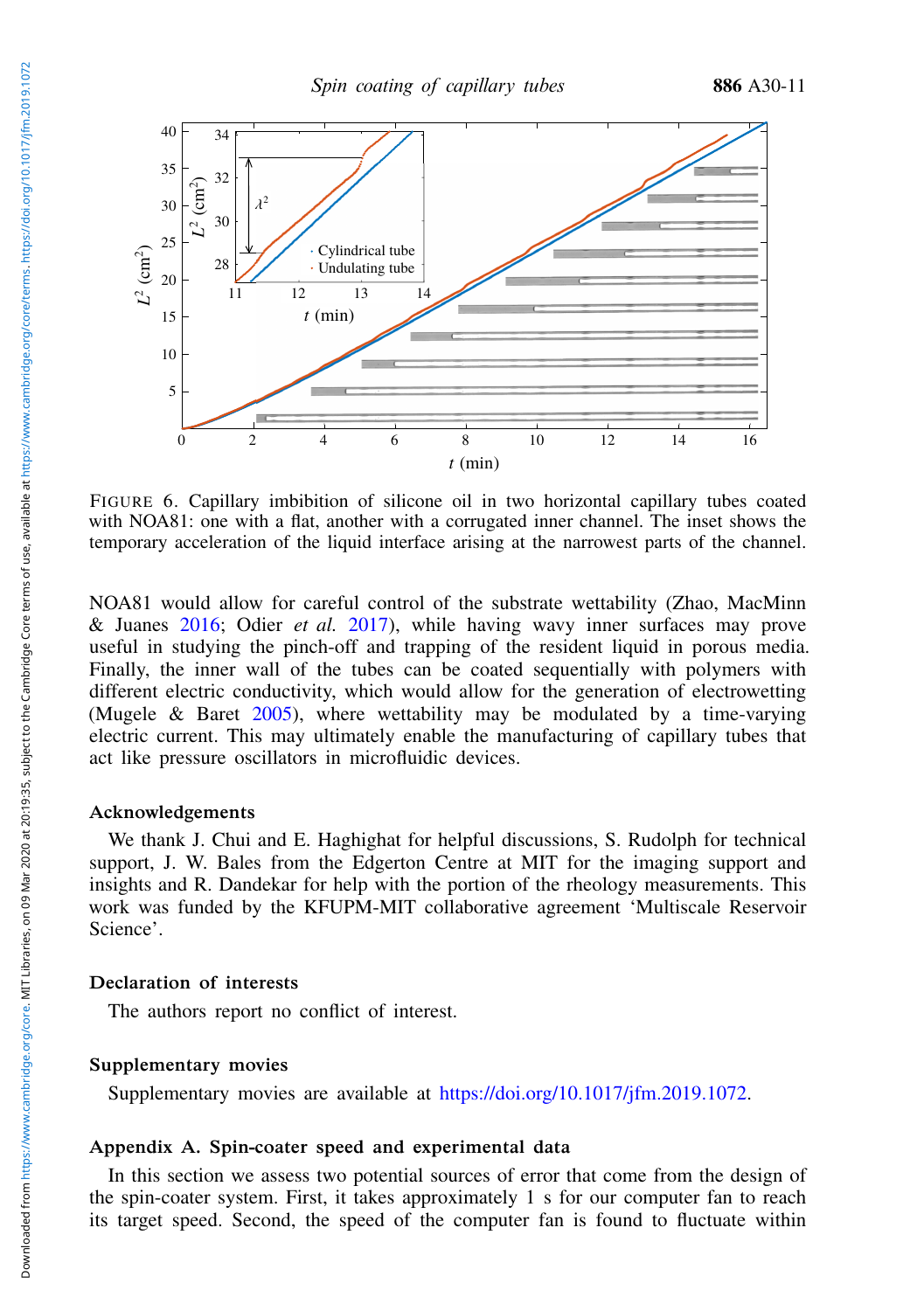FIGURE 6. Capillary imbibition of silicone oil in two horizontal capillary tubes coated with NOA81: one with a flat, another with a corrugated inner channel. The inset shows the temporary acceleration of the liquid interface arising at the narrowest parts of the channel.

NOA81 would allow for careful control of the substrate wettability (Zhao, MacMinn & Juanes 2016; Odier *et al.* 2017), while having wavy inner surfaces may prove useful in studying the pinch-off and trapping of the resident liquid in porous media. Finally, the inner wall of the tubes can be coated sequentially with polymers with different electric conductivity, which would allow for the generation of electrowetting (Mugele & Baret 2005), where wettability may be modulated by a time-varying electric current. This may ultimately enable the manufacturing of capillary tubes that act like pressure oscillators in microfluidic devices.

### Acknowledgements

We thank J. Chui and E. Haghighat for helpful discussions, S. Rudolph for technical support, J. W. Bales from the Edgerton Centre at MIT for the imaging support and insights and R. Dandekar for help with the portion of the rheology measurements. This work was funded by the KFUPM-MIT collaborative agreement 'Multiscale Reservoir Science'.

### Declaration of interests

The authors report no conflict of interest.

### Supplementary movies

Supplementary movies are available at https://doi.org/10.1017/jfm.2019.1072.

## Appendix A. Spin-coater speed and experimental data

In this section we assess two potential sources of error that come from the design of the spin-coater system. First, it takes approximately 1 s for our computer fan to reach its target speed. Second, the speed of the computer fan is found to fluctuate within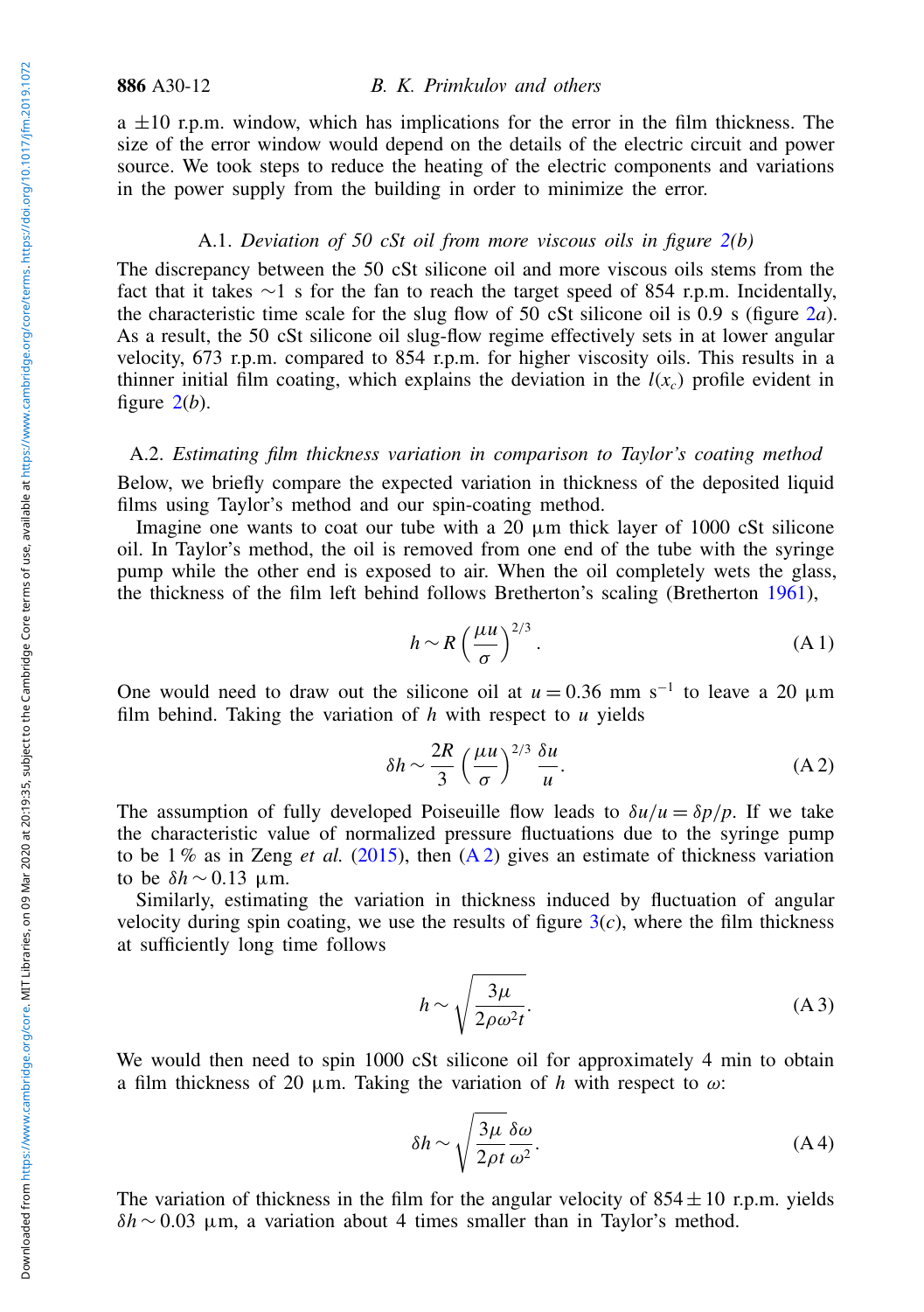a $\pm 10$ r.p.m. window, which has implications for the error in the film thickness. The size of the error window would depend on the details of the electric circuit and power source. We took steps to reduce the heating of the electric components and variations in the power supply from the building in order to minimize the error.

### A.1. *Deviation of 50 cSt oil from more viscous oils in figure 2(b)*

The discrepancy between the 50 cSt silicone oil and more viscous oils stems from the fact that it takes $\sim$1 s for the fan to reach the target speed of 854 r.p.m. Incidentally, the characteristic time scale for the slug flow of 50 cSt silicone oil is 0.9 s (figure 2*a*). As a result, the 50 cSt silicone oil slug-flow regime effectively sets in at lower angular velocity, 673 r.p.m. compared to 854 r.p.m. for higher viscosity oils. This results in a thinner initial film coating, which explains the deviation in the $l(x_c)$ profile evident in figure 2(*b*).

### A.2. *Estimating film thickness variation in comparison to Taylor's coating method*

Below, we briefly compare the expected variation in thickness of the deposited liquid films using Taylor's method and our spin-coating method.

Imagine one wants to coat our tube with a 20 μm thick layer of 1000 cSt silicone oil. In Taylor's method, the oil is removed from one end of the tube with the syringe pump while the other end is exposed to air. When the oil completely wets the glass, the thickness of the film left behind follows Bretherton's scaling (Bretherton 1961),

$$h \sim R\left(\frac{\mu u}{\sigma}\right)^{2/3}. \tag{A 1}$$

One would need to draw out the silicone oil at $u = 0.36$ mm s$^{-1}$ to leave a 20 μm film behind. Taking the variation of $h$ with respect to $u$ yields

$$\delta h \sim \frac{2R}{3}\left(\frac{\mu u}{\sigma}\right)^{2/3}\frac{\delta u}{u}. \tag{A 2}$$

The assumption of fully developed Poiseuille flow leads to $\delta u/u = \delta p/p$. If we take the characteristic value of normalized pressure fluctuations due to the syringe pump to be 1 % as in Zeng *et al.* (2015), then (A 2) gives an estimate of thickness variation to be $\delta h \sim 0.13$ μm.

Similarly, estimating the variation in thickness induced by fluctuation of angular velocity during spin coating, we use the results of figure 3(*c*), where the film thickness at sufficiently long time follows

$$h \sim \sqrt{\frac{3\mu}{2\rho\omega^2 t}}. \tag{A 3}$$

We would then need to spin 1000 cSt silicone oil for approximately 4 min to obtain a film thickness of 20 μm. Taking the variation of $h$ with respect to $\omega$:

$$\delta h \sim \sqrt{\frac{3\mu}{2\rho t}}\frac{\delta\omega}{\omega^2}. \tag{A 4}$$

The variation of thickness in the film for the angular velocity of $854 \pm 10$ r.p.m. yields $\delta h \sim 0.03$ μm, a variation about 4 times smaller than in Taylor's method.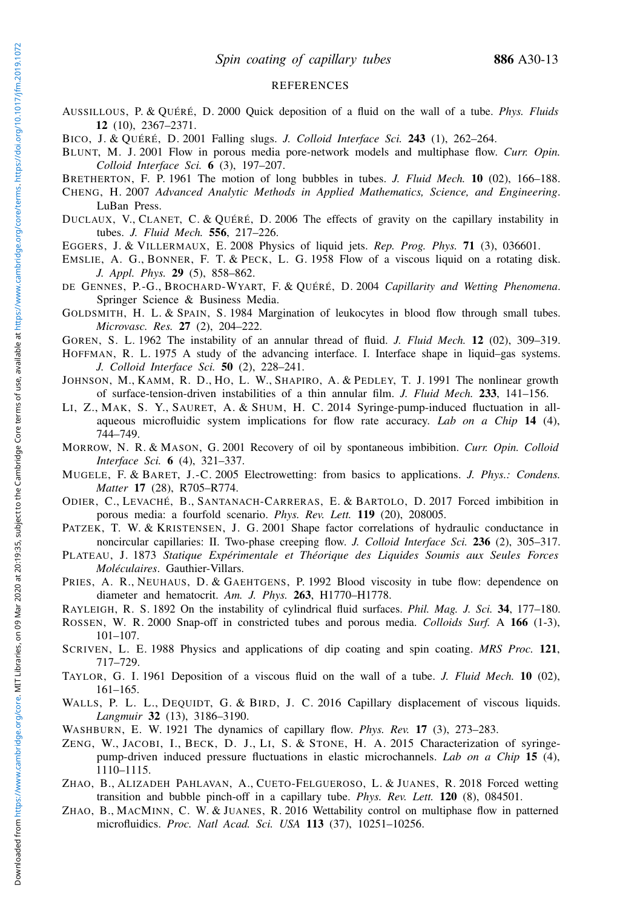## REFERENCES

AUSSILLOUS, P. & QUÉRÉ, D. 2000 Quick deposition of a fluid on the wall of a tube. *Phys. Fluids* **12** (10), 2367–2371.

BICO, J. & QUÉRÉ, D. 2001 Falling slugs. *J. Colloid Interface Sci.* **243** (1), 262–264.

BLUNT, M. J. 2001 Flow in porous media pore-network models and multiphase flow. *Curr. Opin. Colloid Interface Sci.* **6** (3), 197–207.

BRETHERTON, F. P. 1961 The motion of long bubbles in tubes. *J. Fluid Mech.* **10** (02), 166–188.

CHENG, H. 2007 *Advanced Analytic Methods in Applied Mathematics, Science, and Engineering*. LuBan Press.

DUCLAUX, V., CLANET, C. & QUÉRÉ, D. 2006 The effects of gravity on the capillary instability in tubes. *J. Fluid Mech.* **556**, 217–226.

EGGERS, J. & VILLERMAUX, E. 2008 Physics of liquid jets. *Rep. Prog. Phys.* **71** (3), 036601.

EMSLIE, A. G., BONNER, F. T. & PECK, L. G. 1958 Flow of a viscous liquid on a rotating disk. *J. Appl. Phys.* **29** (5), 858–862.

DE GENNES, P.-G., BROCHARD-WYART, F. & QUÉRÉ, D. 2004 *Capillarity and Wetting Phenomena*. Springer Science & Business Media.

GOLDSMITH, H. L. & SPAIN, S. 1984 Margination of leukocytes in blood flow through small tubes. *Microvasc. Res.* **27** (2), 204–222.

GOREN, S. L. 1962 The instability of an annular thread of fluid. *J. Fluid Mech.* **12** (02), 309–319.

HOFFMAN, R. L. 1975 A study of the advancing interface. I. Interface shape in liquid–gas systems. *J. Colloid Interface Sci.* **50** (2), 228–241.

JOHNSON, M., KAMM, R. D., HO, L. W., SHAPIRO, A. & PEDLEY, T. J. 1991 The nonlinear growth of surface-tension-driven instabilities of a thin annular film. *J. Fluid Mech.* **233**, 141–156.

LI, Z., MAK, S. Y., SAURET, A. & SHUM, H. C. 2014 Syringe-pump-induced fluctuation in all-aqueous microfluidic system implications for flow rate accuracy. *Lab on a Chip* **14** (4), 744–749.

MORROW, N. R. & MASON, G. 2001 Recovery of oil by spontaneous imbibition. *Curr. Opin. Colloid Interface Sci.* **6** (4), 321–337.

MUGELE, F. & BARET, J.-C. 2005 Electrowetting: from basics to applications. *J. Phys.: Condens. Matter* **17** (28), R705–R774.

ODIER, C., LEVACHÉ, B., SANTANACH-CARRERAS, E. & BARTOLO, D. 2017 Forced imbibition in porous media: a fourfold scenario. *Phys. Rev. Lett.* **119** (20), 208005.

PATZEK, T. W. & KRISTENSEN, J. G. 2001 Shape factor correlations of hydraulic conductance in noncircular capillaries: II. Two-phase creeping flow. *J. Colloid Interface Sci.* **236** (2), 305–317.

PLATEAU, J. 1873 *Statique Expérimentale et Théorique des Liquides Soumis aux Seules Forces Moléculaires*. Gauthier-Villars.

PRIES, A. R., NEUHAUS, D. & GAEHTGENS, P. 1992 Blood viscosity in tube flow: dependence on diameter and hematocrit. *Am. J. Phys.* **263**, H1770–H1778.

RAYLEIGH, R. S. 1892 On the instability of cylindrical fluid surfaces. *Phil. Mag. J. Sci.* **34**, 177–180.

ROSSEN, W. R. 2000 Snap-off in constricted tubes and porous media. *Colloids Surf.* A **166** (1-3), 101–107.

SCRIVEN, L. E. 1988 Physics and applications of dip coating and spin coating. *MRS Proc.* **121**, 717–729.

TAYLOR, G. I. 1961 Deposition of a viscous fluid on the wall of a tube. *J. Fluid Mech.* **10** (02), 161–165.

WALLS, P. L. L., DEQUIDT, G. & BIRD, J. C. 2016 Capillary displacement of viscous liquids. *Langmuir* **32** (13), 3186–3190.

WASHBURN, E. W. 1921 The dynamics of capillary flow. *Phys. Rev.* **17** (3), 273–283.

ZENG, W., JACOBI, I., BECK, D. J., LI, S. & STONE, H. A. 2015 Characterization of syringe-pump-driven induced pressure fluctuations in elastic microchannels. *Lab on a Chip* **15** (4), 1110–1115.

ZHAO, B., ALIZADEH PAHLAVAN, A., CUETO-FELGUEROSO, L. & JUANES, R. 2018 Forced wetting transition and bubble pinch-off in a capillary tube. *Phys. Rev. Lett.* **120** (8), 084501.

ZHAO, B., MACMINN, C. W. & JUANES, R. 2016 Wettability control on multiphase flow in patterned microfluidics. *Proc. Natl Acad. Sci. USA* **113** (37), 10251–10256.